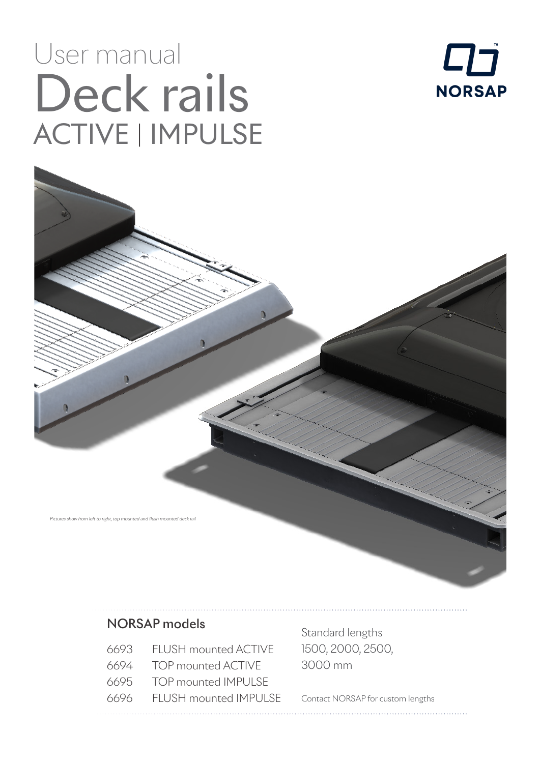# User manual

# Deck rails

## ACTIVE | IMPULSE

NORSAP

*Pictures show from left to right, top mounted and flush mounted deck rail*

### NORSAP models

| | |
|---|---|
| 6693 | FLUSH mounted ACTIVE |
| 6694 | TOP mounted ACTIVE |
| 6695 | TOP mounted IMPULSE |
| 6696 | FLUSH mounted IMPULSE |

Standard lengths
1500, 2000, 2500, 3000 mm

Contact NORSAP for custom lengths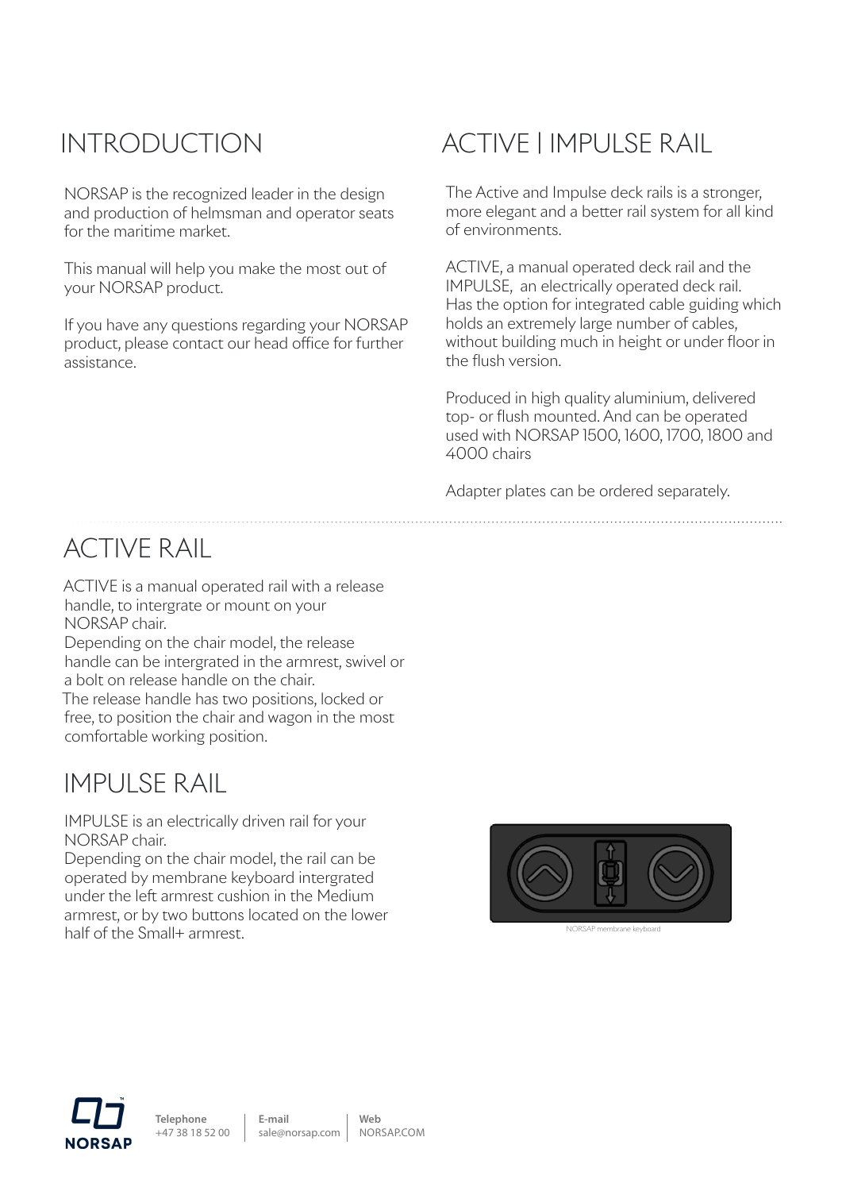## INTRODUCTION

NORSAP is the recognized leader in the design and production of helmsman and operator seats for the maritime market.

This manual will help you make the most out of your NORSAP product.

If you have any questions regarding your NORSAP product, please contact our head office for further assistance.

## ACTIVE | IMPULSE RAIL

The Active and Impulse deck rails is a stronger, more elegant and a better rail system for all kind of environments.

ACTIVE, a manual operated deck rail and the IMPULSE, an electrically operated deck rail. Has the option for integrated cable guiding which holds an extremely large number of cables, without building much in height or under floor in the flush version.

Produced in high quality aluminium, delivered top- or flush mounted. And can be operated used with NORSAP 1500, 1600, 1700, 1800 and 4000 chairs

Adapter plates can be ordered separately.

## ACTIVE RAIL

ACTIVE is a manual operated rail with a release handle, to intergrate or mount on your NORSAP chair.
Depending on the chair model, the release handle can be intergrated in the armrest, swivel or a bolt on release handle on the chair.
The release handle has two positions, locked or free, to position the chair and wagon in the most comfortable working position.

## IMPULSE RAIL

IMPULSE is an electrically driven rail for your NORSAP chair.
Depending on the chair model, the rail can be operated by membrane keyboard intergrated under the left armrest cushion in the Medium armrest, or by two buttons located on the lower half of the Small+ armrest.

NORSAP membrane keyboard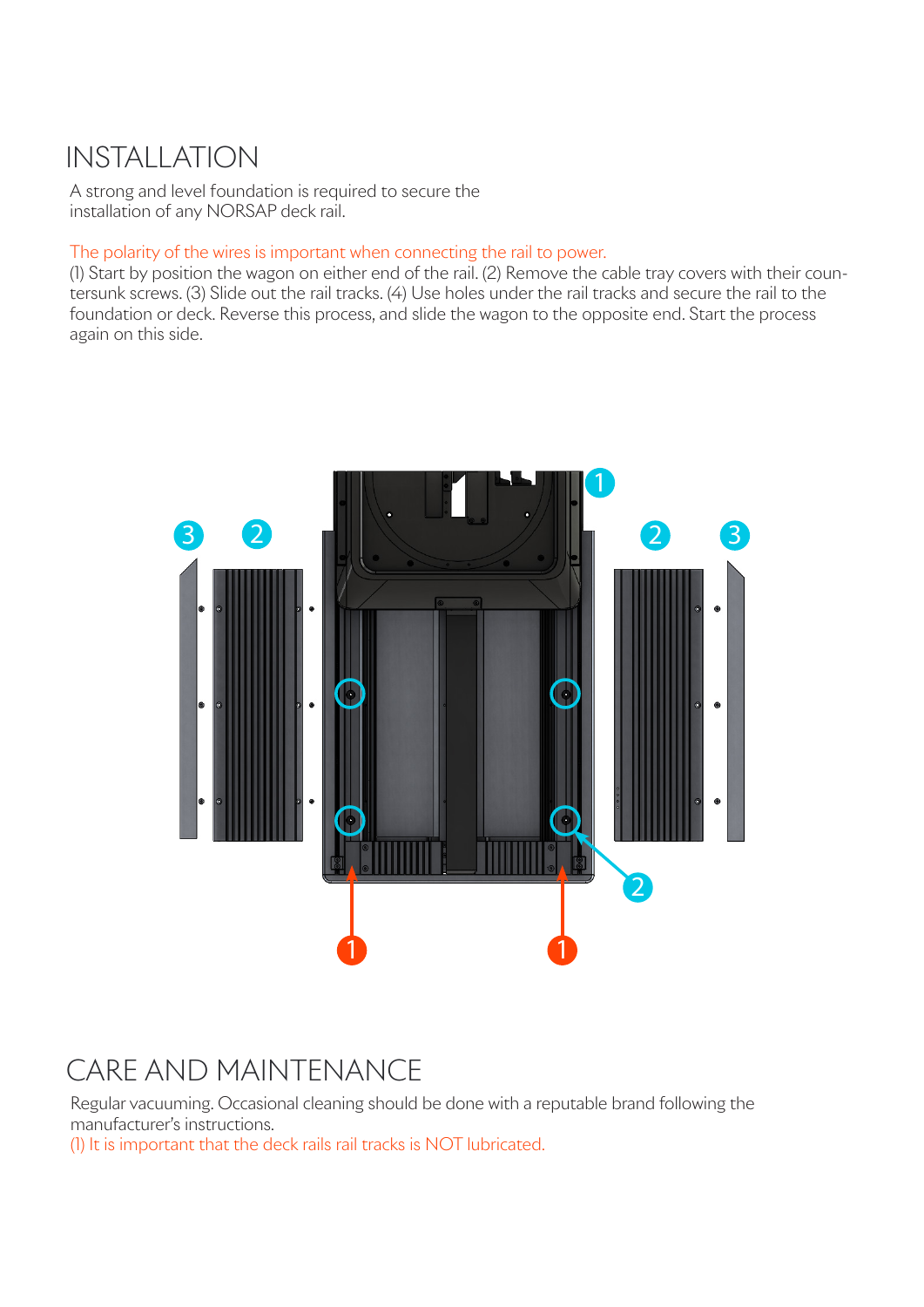# INSTALLATION

A strong and level foundation is required to secure the installation of any NORSAP deck rail.

The polarity of the wires is important when connecting the rail to power.

(1) Start by position the wagon on either end of the rail. (2) Remove the cable tray covers with their countersunk screws. (3) Slide out the rail tracks. (4) Use holes under the rail tracks and secure the rail to the foundation or deck. Reverse this process, and slide the wagon to the opposite end. Start the process again on this side.

# CARE AND MAINTENANCE

Regular vacuuming. Occasional cleaning should be done with a reputable brand following the manufacturer's instructions.

(1) It is important that the deck rails rail tracks is NOT lubricated.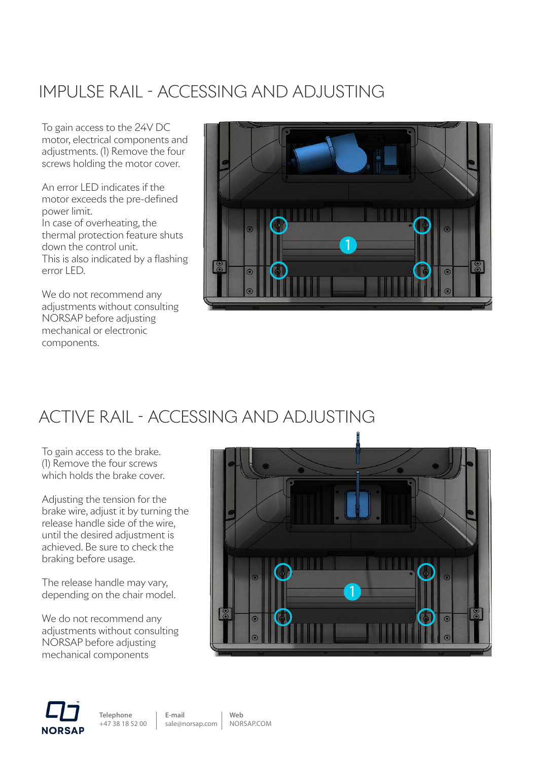# IMPULSE RAIL - ACCESSING AND ADJUSTING

To gain access to the 24V DC motor, electrical components and adjustments. (1) Remove the four screws holding the motor cover.

An error LED indicates if the motor exceeds the pre-defined power limit.
In case of overheating, the thermal protection feature shuts down the control unit.
This is also indicated by a flashing error LED.

We do not recommend any adjustments without consulting NORSAP before adjusting mechanical or electronic components.

# ACTIVE RAIL - ACCESSING AND ADJUSTING

To gain access to the brake.
(1) Remove the four screws which holds the brake cover.

Adjusting the tension for the brake wire, adjust it by turning the release handle side of the wire, until the desired adjustment is achieved. Be sure to check the braking before usage.

The release handle may vary, depending on the chair model.

We do not recommend any adjustments without consulting NORSAP before adjusting mechanical components

NORSAP

**Telephone**
+47 38 18 52 00

**E-mail**
sale@norsap.com

**Web**
NORSAP.COM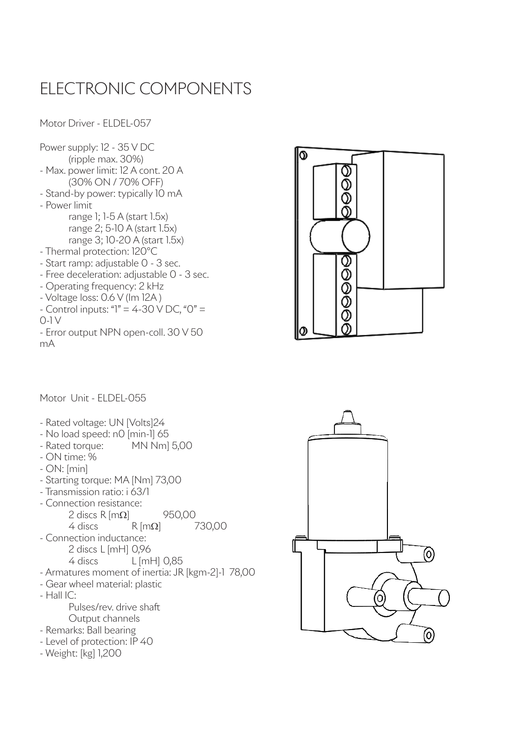# ELECTRONIC COMPONENTS

Motor Driver - ELDEL-057

Power supply: 12 - 35 V DC
(ripple max. 30%)

- Max. power limit: 12 A cont. 20 A
  (30% ON / 70% OFF)
- Stand-by power: typically 10 mA
- Power limit
  range 1; 1-5 A (start 1.5x)
  range 2; 5-10 A (start 1.5x)
  range 3; 10-20 A (start 1.5x)
- Thermal protection: 120°C
- Start ramp: adjustable 0 - 3 sec.
- Free deceleration: adjustable 0 - 3 sec.
- Operating frequency: 2 kHz
- Voltage loss: 0.6 V (Im 12A )
- Control inputs: "1" = 4-30 V DC, "0" = 0-1 V
- Error output NPN open-coll. 30 V 50 mA

Motor Unit - ELDEL-055

- Rated voltage: UN [Volts]24
- No load speed: n0 [min-1] 65
- Rated torque: MN Nm] 5,00
- ON time: %
- ON: [min]
- Starting torque: MA [Nm] 73,00
- Transmission ratio: i 63/1
- Connection resistance:
  2 discs R [mΩ] 950,00
  4 discs R [mΩ] 730,00
- Connection inductance:
  2 discs L [mH] 0,96
  4 discs L [mH] 0,85
- Armatures moment of inertia: JR [kgm-2]-1 78,00
- Gear wheel material: plastic
- Hall IC:
  Pulses/rev. drive shaft
  Output channels
- Remarks: Ball bearing
- Level of protection: IP 40
- Weight: [kg] 1,200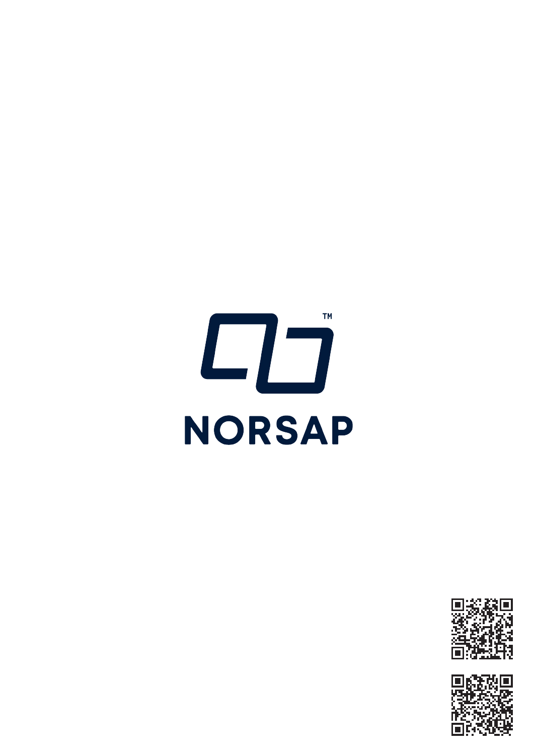™

NORSAP